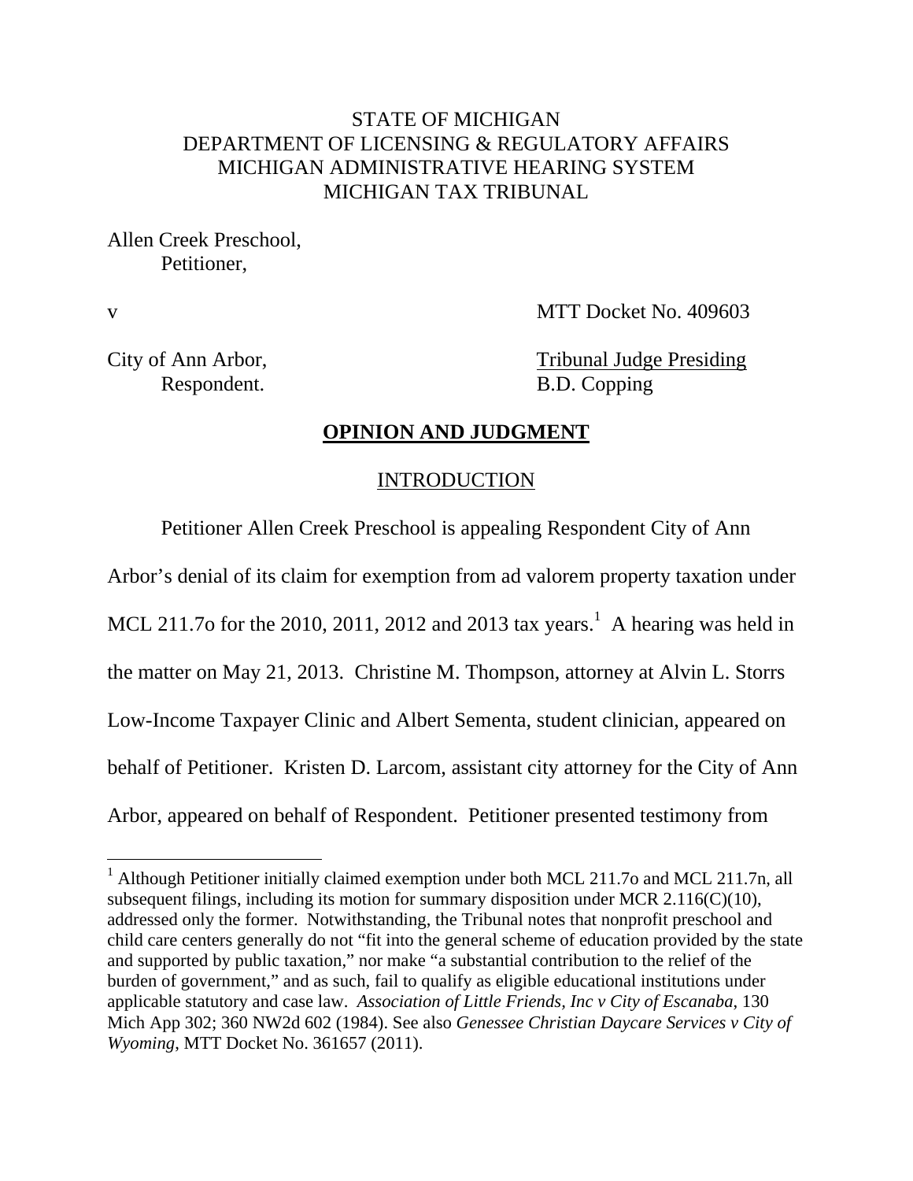STATE OF MICHIGAN
DEPARTMENT OF LICENSING & REGULATORY AFFAIRS
MICHIGAN ADMINISTRATIVE HEARING SYSTEM
MICHIGAN TAX TRIBUNAL

Allen Creek Preschool,
Petitioner,

v

MTT Docket No. 409603

City of Ann Arbor,
Respondent.

Tribunal Judge Presiding
B.D. Copping

## OPINION AND JUDGMENT

### INTRODUCTION

Petitioner Allen Creek Preschool is appealing Respondent City of Ann Arbor's denial of its claim for exemption from ad valorem property taxation under MCL 211.7o for the 2010, 2011, 2012 and 2013 tax years.[1] A hearing was held in the matter on May 21, 2013. Christine M. Thompson, attorney at Alvin L. Storrs Low-Income Taxpayer Clinic and Albert Sementa, student clinician, appeared on behalf of Petitioner. Kristen D. Larcom, assistant city attorney for the City of Ann Arbor, appeared on behalf of Respondent. Petitioner presented testimony from

[1] Although Petitioner initially claimed exemption under both MCL 211.7o and MCL 211.7n, all subsequent filings, including its motion for summary disposition under MCR 2.116(C)(10), addressed only the former. Notwithstanding, the Tribunal notes that nonprofit preschool and child care centers generally do not "fit into the general scheme of education provided by the state and supported by public taxation," nor make "a substantial contribution to the relief of the burden of government," and as such, fail to qualify as eligible educational institutions under applicable statutory and case law. *Association of Little Friends, Inc v City of Escanaba*, 130 Mich App 302; 360 NW2d 602 (1984). See also *Genessee Christian Daycare Services v City of Wyoming*, MTT Docket No. 361657 (2011).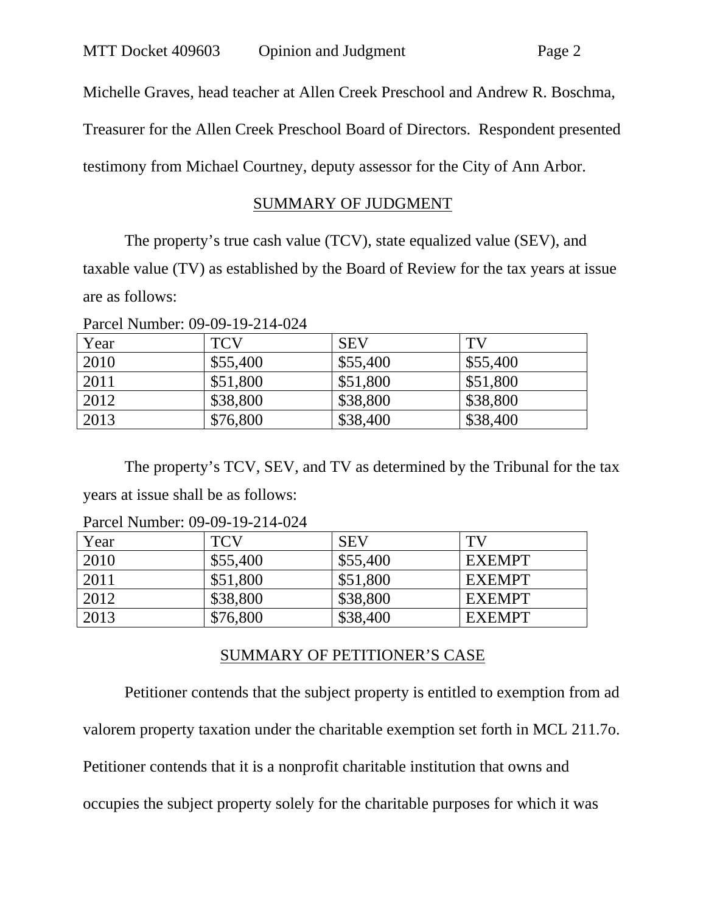Michelle Graves, head teacher at Allen Creek Preschool and Andrew R. Boschma, Treasurer for the Allen Creek Preschool Board of Directors. Respondent presented testimony from Michael Courtney, deputy assessor for the City of Ann Arbor.

## SUMMARY OF JUDGMENT

The property's true cash value (TCV), state equalized value (SEV), and taxable value (TV) as established by the Board of Review for the tax years at issue are as follows:

Parcel Number: 09-09-19-214-024

| Year | TCV | SEV | TV |
|---|---|---|---|
| 2010 | $55,400 | $55,400 | $55,400 |
| 2011 | $51,800 | $51,800 | $51,800 |
| 2012 | $38,800 | $38,800 | $38,800 |
| 2013 | $76,800 | $38,400 | $38,400 |

The property's TCV, SEV, and TV as determined by the Tribunal for the tax years at issue shall be as follows:

Parcel Number: 09-09-19-214-024

| Year | TCV | SEV | TV |
|---|---|---|---|
| 2010 | $55,400 | $55,400 | EXEMPT |
| 2011 | $51,800 | $51,800 | EXEMPT |
| 2012 | $38,800 | $38,800 | EXEMPT |
| 2013 | $76,800 | $38,400 | EXEMPT |

## SUMMARY OF PETITIONER'S CASE

Petitioner contends that the subject property is entitled to exemption from ad valorem property taxation under the charitable exemption set forth in MCL 211.7o. Petitioner contends that it is a nonprofit charitable institution that owns and occupies the subject property solely for the charitable purposes for which it was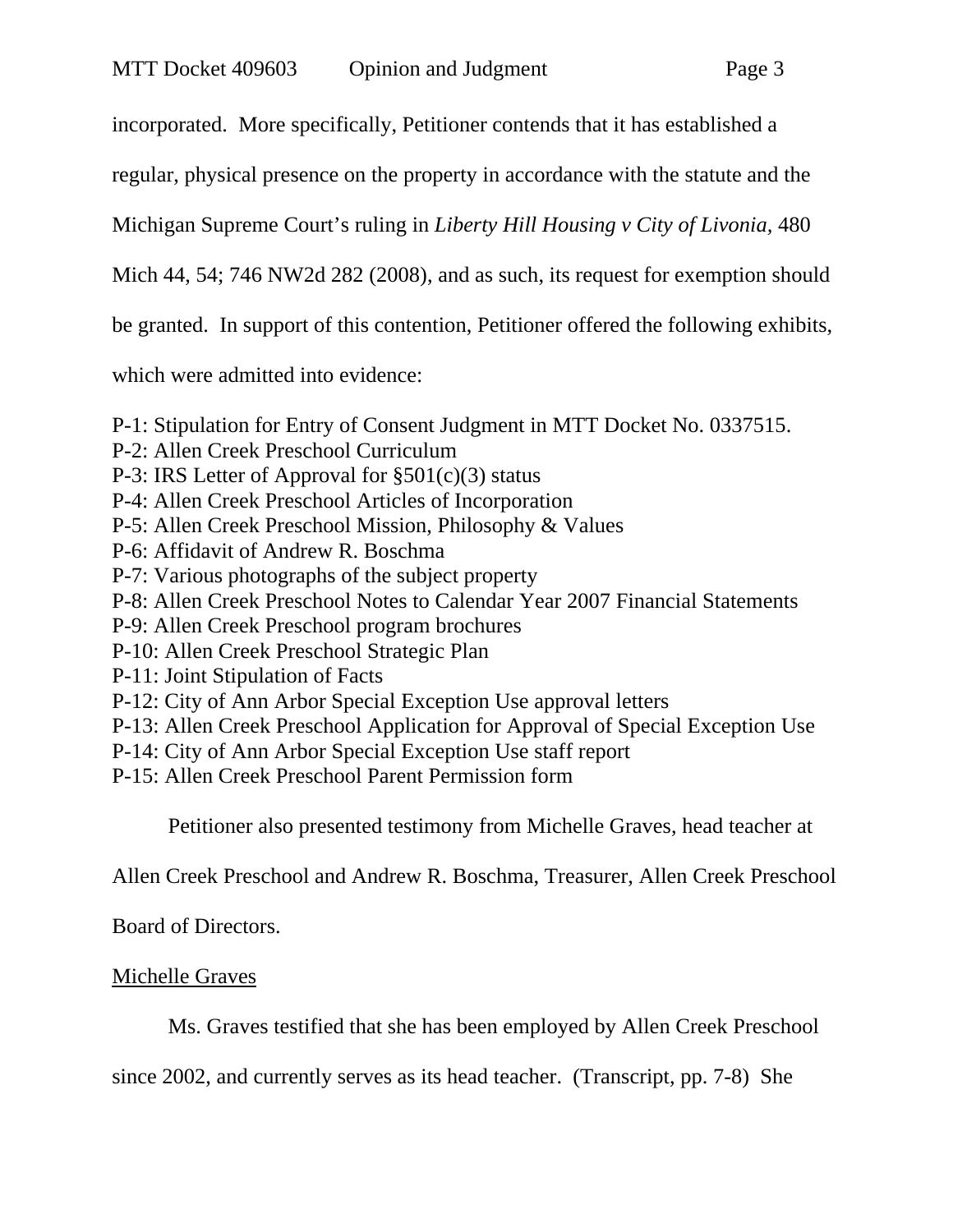incorporated. More specifically, Petitioner contends that it has established a regular, physical presence on the property in accordance with the statute and the Michigan Supreme Court's ruling in *Liberty Hill Housing v City of Livonia,* 480 Mich 44, 54; 746 NW2d 282 (2008), and as such, its request for exemption should be granted. In support of this contention, Petitioner offered the following exhibits, which were admitted into evidence:

P-1: Stipulation for Entry of Consent Judgment in MTT Docket No. 0337515.
P-2: Allen Creek Preschool Curriculum
P-3: IRS Letter of Approval for §501(c)(3) status
P-4: Allen Creek Preschool Articles of Incorporation
P-5: Allen Creek Preschool Mission, Philosophy & Values
P-6: Affidavit of Andrew R. Boschma
P-7: Various photographs of the subject property
P-8: Allen Creek Preschool Notes to Calendar Year 2007 Financial Statements
P-9: Allen Creek Preschool program brochures
P-10: Allen Creek Preschool Strategic Plan
P-11: Joint Stipulation of Facts
P-12: City of Ann Arbor Special Exception Use approval letters
P-13: Allen Creek Preschool Application for Approval of Special Exception Use
P-14: City of Ann Arbor Special Exception Use staff report
P-15: Allen Creek Preschool Parent Permission form

Petitioner also presented testimony from Michelle Graves, head teacher at Allen Creek Preschool and Andrew R. Boschma, Treasurer, Allen Creek Preschool Board of Directors.

<u>Michelle Graves</u>

Ms. Graves testified that she has been employed by Allen Creek Preschool since 2002, and currently serves as its head teacher. (Transcript, pp. 7-8) She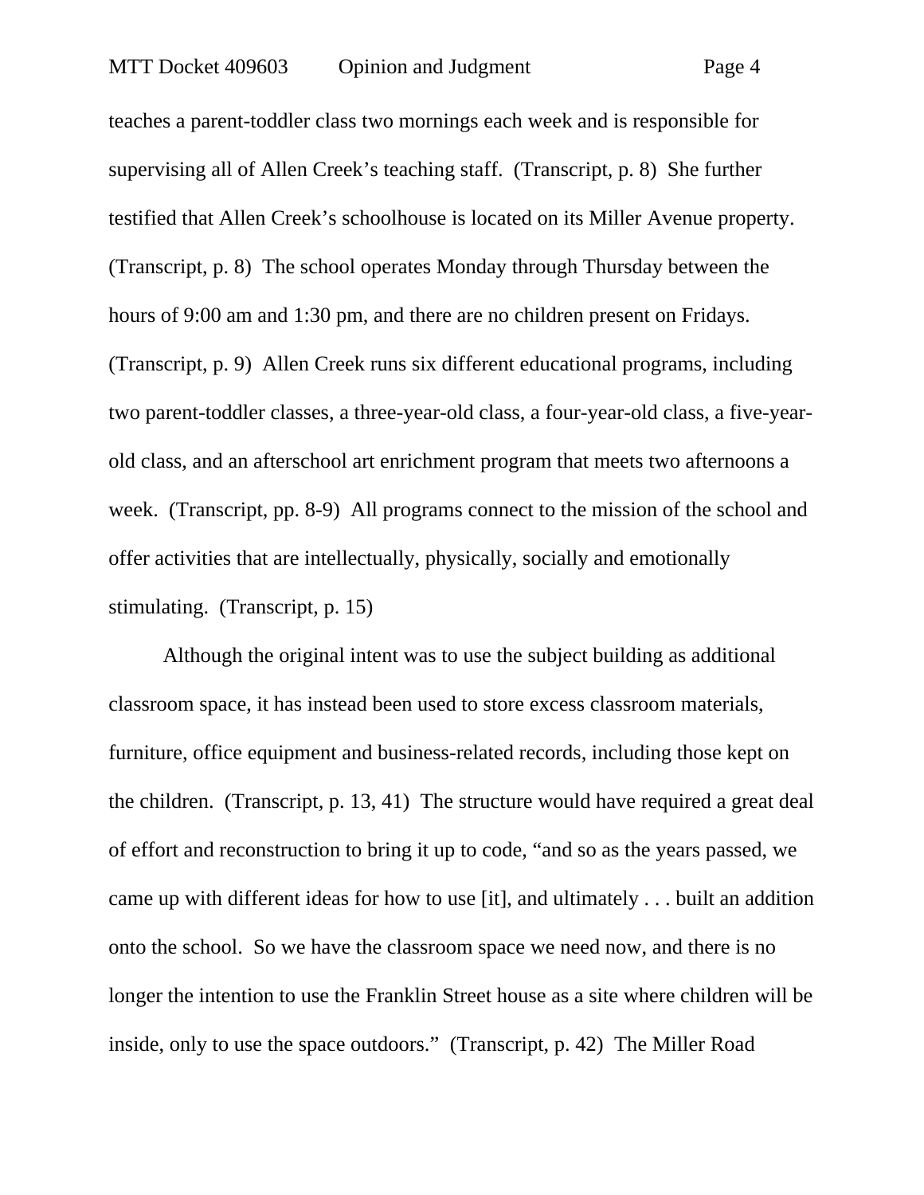teaches a parent-toddler class two mornings each week and is responsible for supervising all of Allen Creek's teaching staff. (Transcript, p. 8) She further testified that Allen Creek's schoolhouse is located on its Miller Avenue property. (Transcript, p. 8) The school operates Monday through Thursday between the hours of 9:00 am and 1:30 pm, and there are no children present on Fridays. (Transcript, p. 9) Allen Creek runs six different educational programs, including two parent-toddler classes, a three-year-old class, a four-year-old class, a five-year-old class, and an afterschool art enrichment program that meets two afternoons a week. (Transcript, pp. 8-9) All programs connect to the mission of the school and offer activities that are intellectually, physically, socially and emotionally stimulating. (Transcript, p. 15)

Although the original intent was to use the subject building as additional classroom space, it has instead been used to store excess classroom materials, furniture, office equipment and business-related records, including those kept on the children. (Transcript, p. 13, 41) The structure would have required a great deal of effort and reconstruction to bring it up to code, "and so as the years passed, we came up with different ideas for how to use [it], and ultimately . . . built an addition onto the school. So we have the classroom space we need now, and there is no longer the intention to use the Franklin Street house as a site where children will be inside, only to use the space outdoors." (Transcript, p. 42) The Miller Road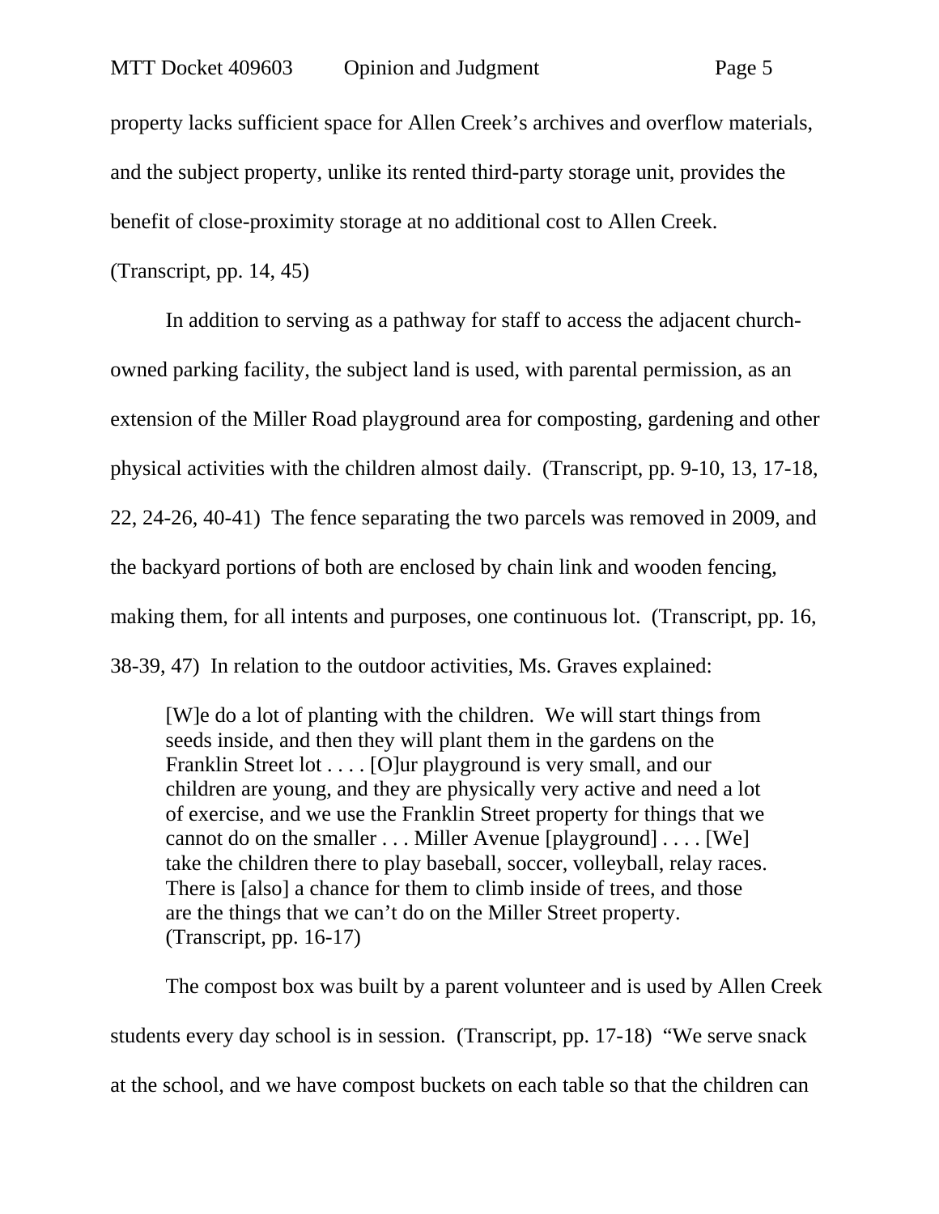property lacks sufficient space for Allen Creek's archives and overflow materials, and the subject property, unlike its rented third-party storage unit, provides the benefit of close-proximity storage at no additional cost to Allen Creek. (Transcript, pp. 14, 45)

In addition to serving as a pathway for staff to access the adjacent church-owned parking facility, the subject land is used, with parental permission, as an extension of the Miller Road playground area for composting, gardening and other physical activities with the children almost daily. (Transcript, pp. 9-10, 13, 17-18, 22, 24-26, 40-41) The fence separating the two parcels was removed in 2009, and the backyard portions of both are enclosed by chain link and wooden fencing, making them, for all intents and purposes, one continuous lot. (Transcript, pp. 16, 38-39, 47) In relation to the outdoor activities, Ms. Graves explained:

> [W]e do a lot of planting with the children. We will start things from seeds inside, and then they will plant them in the gardens on the Franklin Street lot . . . . [O]ur playground is very small, and our children are young, and they are physically very active and need a lot of exercise, and we use the Franklin Street property for things that we cannot do on the smaller . . . Miller Avenue [playground] . . . . [We] take the children there to play baseball, soccer, volleyball, relay races. There is [also] a chance for them to climb inside of trees, and those are the things that we can't do on the Miller Street property. (Transcript, pp. 16-17)

The compost box was built by a parent volunteer and is used by Allen Creek students every day school is in session. (Transcript, pp. 17-18) "We serve snack at the school, and we have compost buckets on each table so that the children can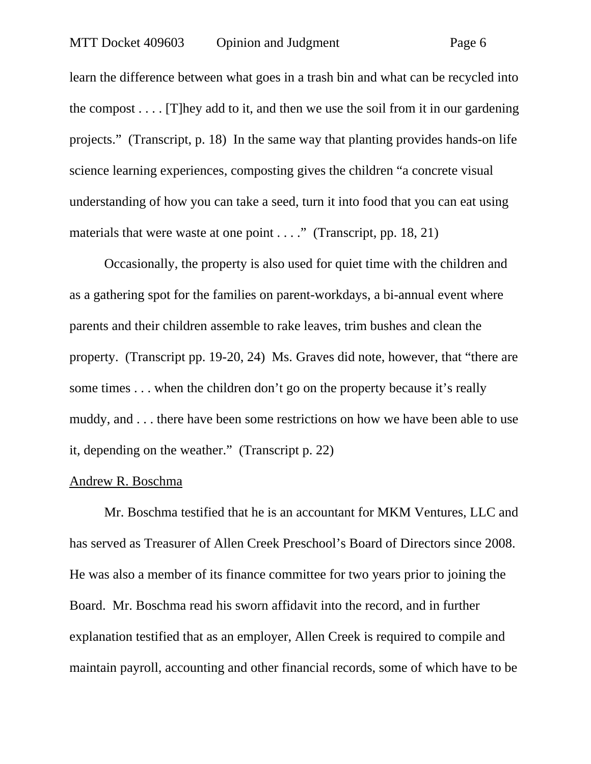learn the difference between what goes in a trash bin and what can be recycled into the compost . . . . [T]hey add to it, and then we use the soil from it in our gardening projects." (Transcript, p. 18) In the same way that planting provides hands-on life science learning experiences, composting gives the children "a concrete visual understanding of how you can take a seed, turn it into food that you can eat using materials that were waste at one point . . . ." (Transcript, pp. 18, 21)

Occasionally, the property is also used for quiet time with the children and as a gathering spot for the families on parent-workdays, a bi-annual event where parents and their children assemble to rake leaves, trim bushes and clean the property. (Transcript pp. 19-20, 24) Ms. Graves did note, however, that "there are some times . . . when the children don't go on the property because it's really muddy, and . . . there have been some restrictions on how we have been able to use it, depending on the weather." (Transcript p. 22)

<u>Andrew R. Boschma</u>

Mr. Boschma testified that he is an accountant for MKM Ventures, LLC and has served as Treasurer of Allen Creek Preschool's Board of Directors since 2008. He was also a member of its finance committee for two years prior to joining the Board. Mr. Boschma read his sworn affidavit into the record, and in further explanation testified that as an employer, Allen Creek is required to compile and maintain payroll, accounting and other financial records, some of which have to be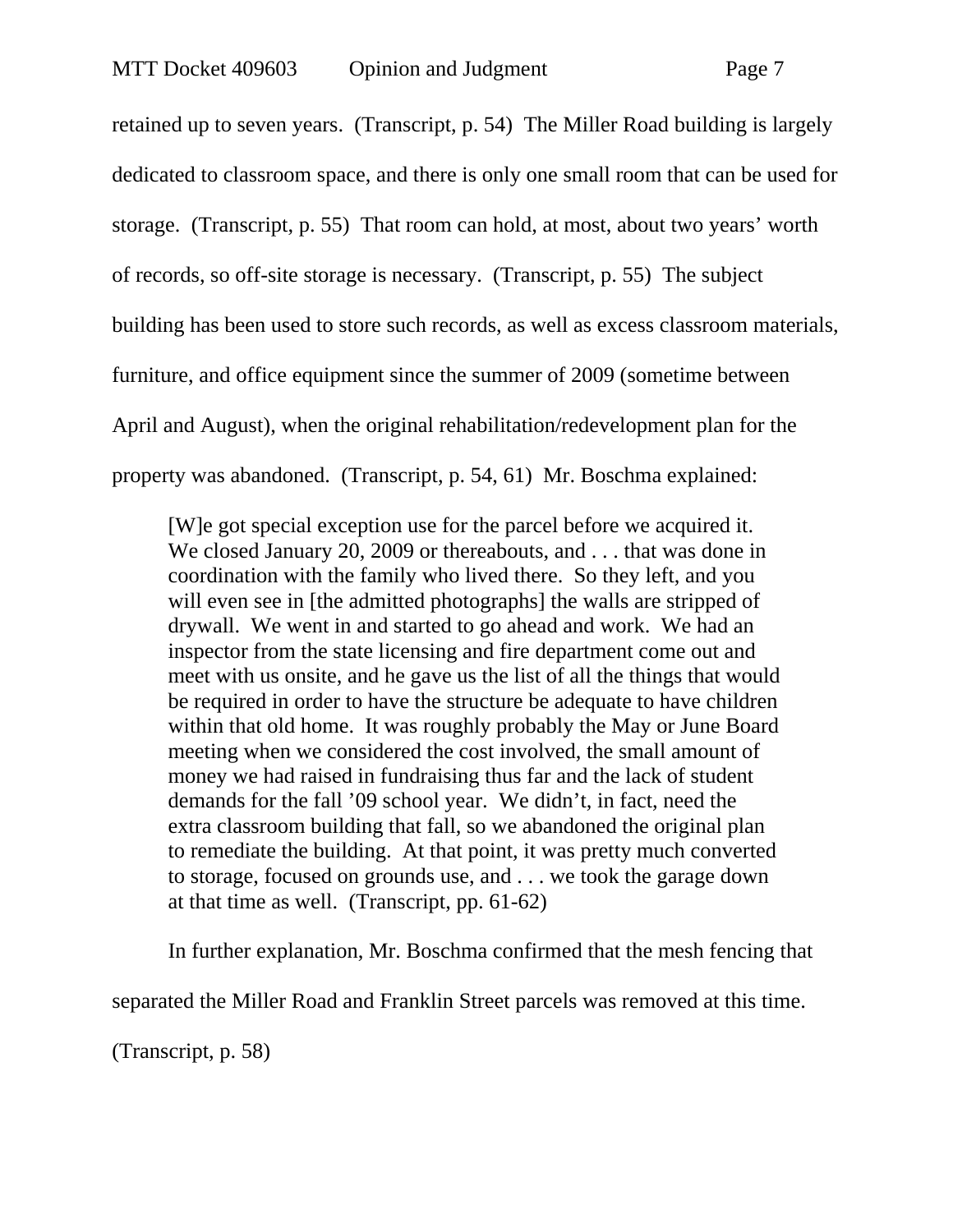retained up to seven years. (Transcript, p. 54) The Miller Road building is largely dedicated to classroom space, and there is only one small room that can be used for storage. (Transcript, p. 55) That room can hold, at most, about two years' worth of records, so off-site storage is necessary. (Transcript, p. 55) The subject building has been used to store such records, as well as excess classroom materials, furniture, and office equipment since the summer of 2009 (sometime between April and August), when the original rehabilitation/redevelopment plan for the property was abandoned. (Transcript, p. 54, 61) Mr. Boschma explained:

> [W]e got special exception use for the parcel before we acquired it. We closed January 20, 2009 or thereabouts, and . . . that was done in coordination with the family who lived there. So they left, and you will even see in [the admitted photographs] the walls are stripped of drywall. We went in and started to go ahead and work. We had an inspector from the state licensing and fire department come out and meet with us onsite, and he gave us the list of all the things that would be required in order to have the structure be adequate to have children within that old home. It was roughly probably the May or June Board meeting when we considered the cost involved, the small amount of money we had raised in fundraising thus far and the lack of student demands for the fall '09 school year. We didn't, in fact, need the extra classroom building that fall, so we abandoned the original plan to remediate the building. At that point, it was pretty much converted to storage, focused on grounds use, and . . . we took the garage down at that time as well. (Transcript, pp. 61-62)

In further explanation, Mr. Boschma confirmed that the mesh fencing that separated the Miller Road and Franklin Street parcels was removed at this time. (Transcript, p. 58)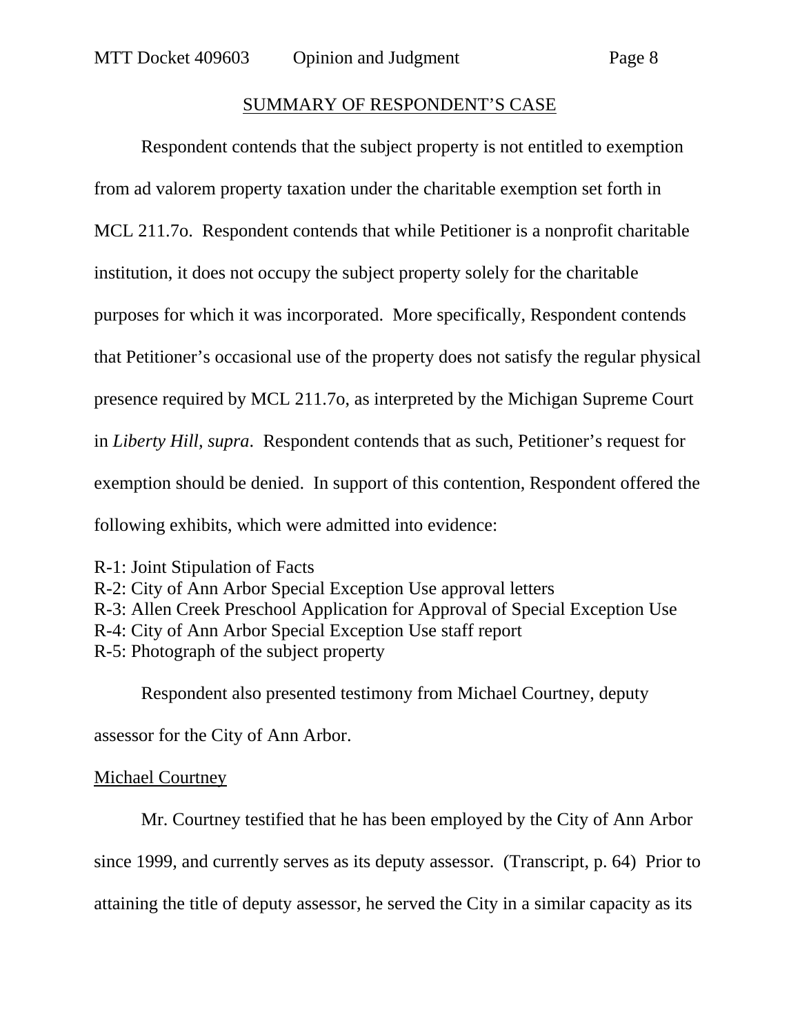## SUMMARY OF RESPONDENT'S CASE

Respondent contends that the subject property is not entitled to exemption from ad valorem property taxation under the charitable exemption set forth in MCL 211.7o. Respondent contends that while Petitioner is a nonprofit charitable institution, it does not occupy the subject property solely for the charitable purposes for which it was incorporated. More specifically, Respondent contends that Petitioner's occasional use of the property does not satisfy the regular physical presence required by MCL 211.7o, as interpreted by the Michigan Supreme Court in *Liberty Hill, supra*. Respondent contends that as such, Petitioner's request for exemption should be denied. In support of this contention, Respondent offered the following exhibits, which were admitted into evidence:

R-1: Joint Stipulation of Facts
R-2: City of Ann Arbor Special Exception Use approval letters
R-3: Allen Creek Preschool Application for Approval of Special Exception Use
R-4: City of Ann Arbor Special Exception Use staff report
R-5: Photograph of the subject property

Respondent also presented testimony from Michael Courtney, deputy assessor for the City of Ann Arbor.

Michael Courtney

Mr. Courtney testified that he has been employed by the City of Ann Arbor since 1999, and currently serves as its deputy assessor. (Transcript, p. 64) Prior to attaining the title of deputy assessor, he served the City in a similar capacity as its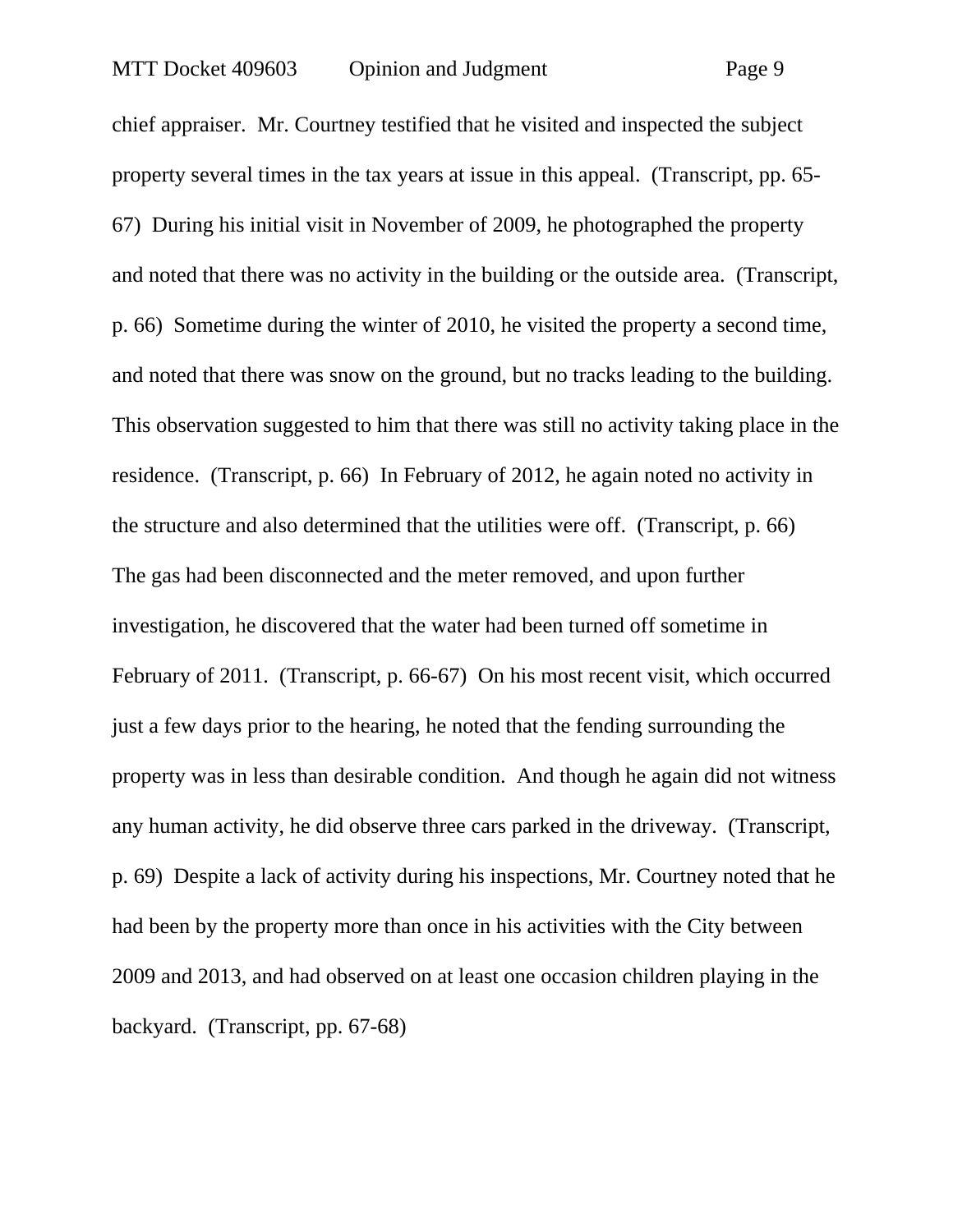chief appraiser. Mr. Courtney testified that he visited and inspected the subject property several times in the tax years at issue in this appeal. (Transcript, pp. 65-67) During his initial visit in November of 2009, he photographed the property and noted that there was no activity in the building or the outside area. (Transcript, p. 66) Sometime during the winter of 2010, he visited the property a second time, and noted that there was snow on the ground, but no tracks leading to the building. This observation suggested to him that there was still no activity taking place in the residence. (Transcript, p. 66) In February of 2012, he again noted no activity in the structure and also determined that the utilities were off. (Transcript, p. 66) The gas had been disconnected and the meter removed, and upon further investigation, he discovered that the water had been turned off sometime in February of 2011. (Transcript, p. 66-67) On his most recent visit, which occurred just a few days prior to the hearing, he noted that the fending surrounding the property was in less than desirable condition. And though he again did not witness any human activity, he did observe three cars parked in the driveway. (Transcript, p. 69) Despite a lack of activity during his inspections, Mr. Courtney noted that he had been by the property more than once in his activities with the City between 2009 and 2013, and had observed on at least one occasion children playing in the backyard. (Transcript, pp. 67-68)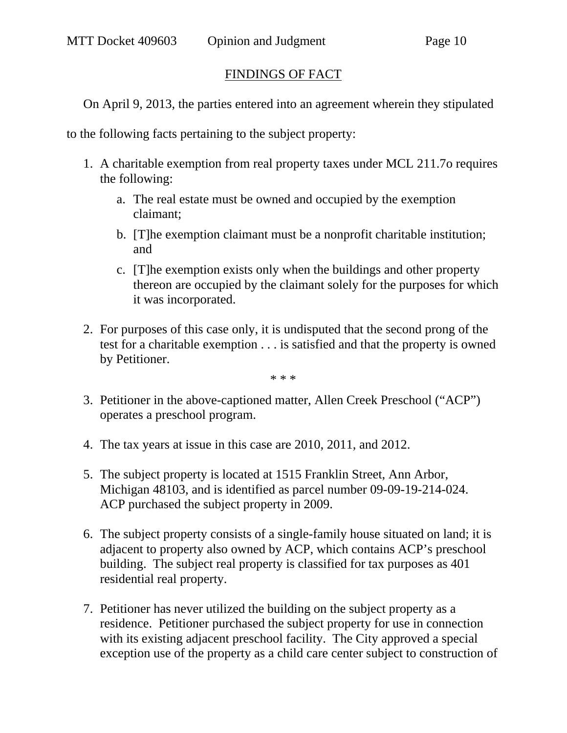## FINDINGS OF FACT

On April 9, 2013, the parties entered into an agreement wherein they stipulated to the following facts pertaining to the subject property:

1. A charitable exemption from real property taxes under MCL 211.7o requires the following:
   a. The real estate must be owned and occupied by the exemption claimant;
   b. [T]he exemption claimant must be a nonprofit charitable institution; and
   c. [T]he exemption exists only when the buildings and other property thereon are occupied by the claimant solely for the purposes for which it was incorporated.

2. For purposes of this case only, it is undisputed that the second prong of the test for a charitable exemption . . . is satisfied and that the property is owned by Petitioner.

\* \* \*

3. Petitioner in the above-captioned matter, Allen Creek Preschool ("ACP") operates a preschool program.

4. The tax years at issue in this case are 2010, 2011, and 2012.

5. The subject property is located at 1515 Franklin Street, Ann Arbor, Michigan 48103, and is identified as parcel number 09-09-19-214-024. ACP purchased the subject property in 2009.

6. The subject property consists of a single-family house situated on land; it is adjacent to property also owned by ACP, which contains ACP's preschool building. The subject real property is classified for tax purposes as 401 residential real property.

7. Petitioner has never utilized the building on the subject property as a residence. Petitioner purchased the subject property for use in connection with its existing adjacent preschool facility. The City approved a special exception use of the property as a child care center subject to construction of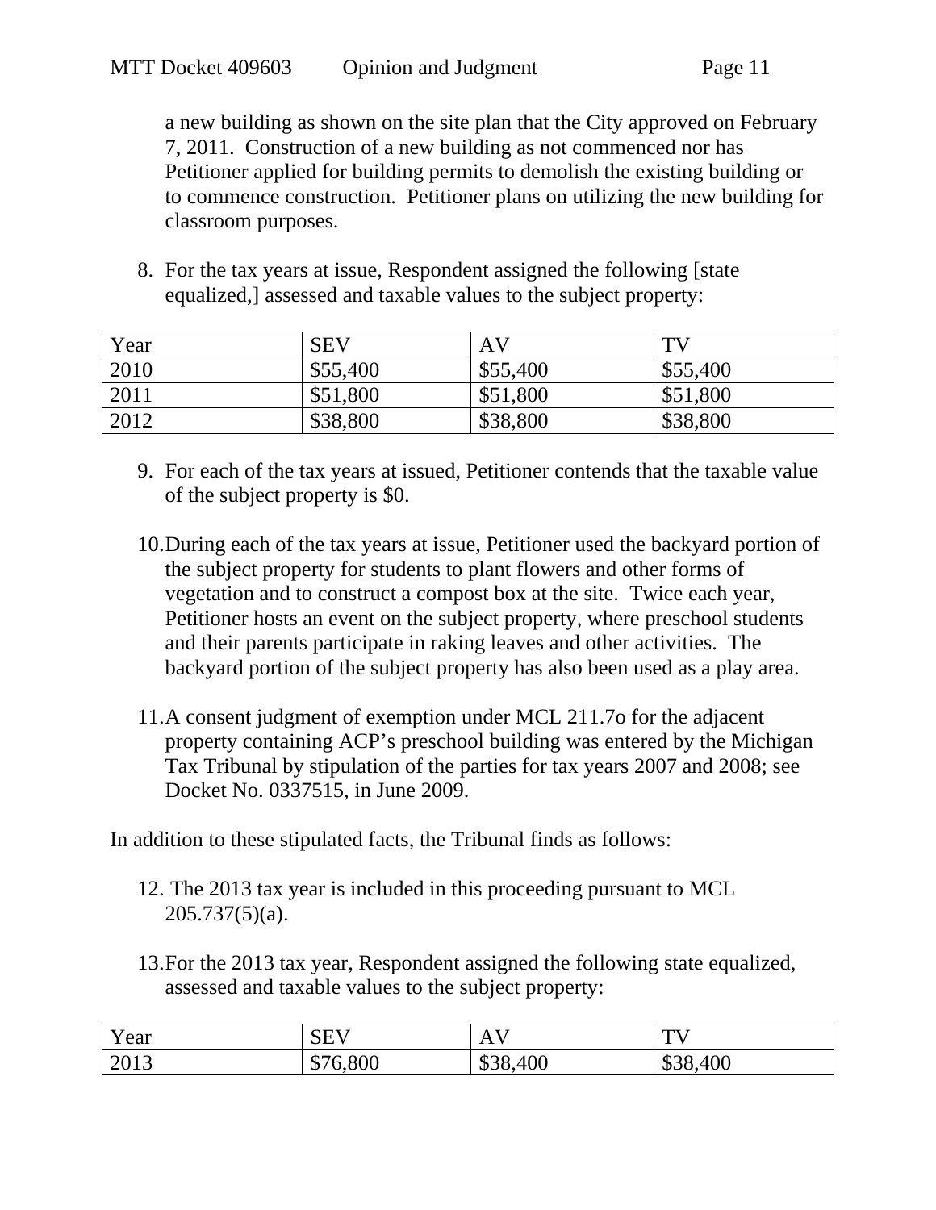a new building as shown on the site plan that the City approved on February 7, 2011. Construction of a new building as not commenced nor has Petitioner applied for building permits to demolish the existing building or to commence construction. Petitioner plans on utilizing the new building for classroom purposes.

8. For the tax years at issue, Respondent assigned the following [state equalized,] assessed and taxable values to the subject property:

| Year | SEV | AV | TV |
|---|---|---|---|
| 2010 | $55,400 | $55,400 | $55,400 |
| 2011 | $51,800 | $51,800 | $51,800 |
| 2012 | $38,800 | $38,800 | $38,800 |

9. For each of the tax years at issued, Petitioner contends that the taxable value of the subject property is $0.

10. During each of the tax years at issue, Petitioner used the backyard portion of the subject property for students to plant flowers and other forms of vegetation and to construct a compost box at the site. Twice each year, Petitioner hosts an event on the subject property, where preschool students and their parents participate in raking leaves and other activities. The backyard portion of the subject property has also been used as a play area.

11. A consent judgment of exemption under MCL 211.7o for the adjacent property containing ACP's preschool building was entered by the Michigan Tax Tribunal by stipulation of the parties for tax years 2007 and 2008; see Docket No. 0337515, in June 2009.

In addition to these stipulated facts, the Tribunal finds as follows:

12. The 2013 tax year is included in this proceeding pursuant to MCL 205.737(5)(a).

13. For the 2013 tax year, Respondent assigned the following state equalized, assessed and taxable values to the subject property:

| Year | SEV | AV | TV |
|---|---|---|---|
| 2013 | $76,800 | $38,400 | $38,400 |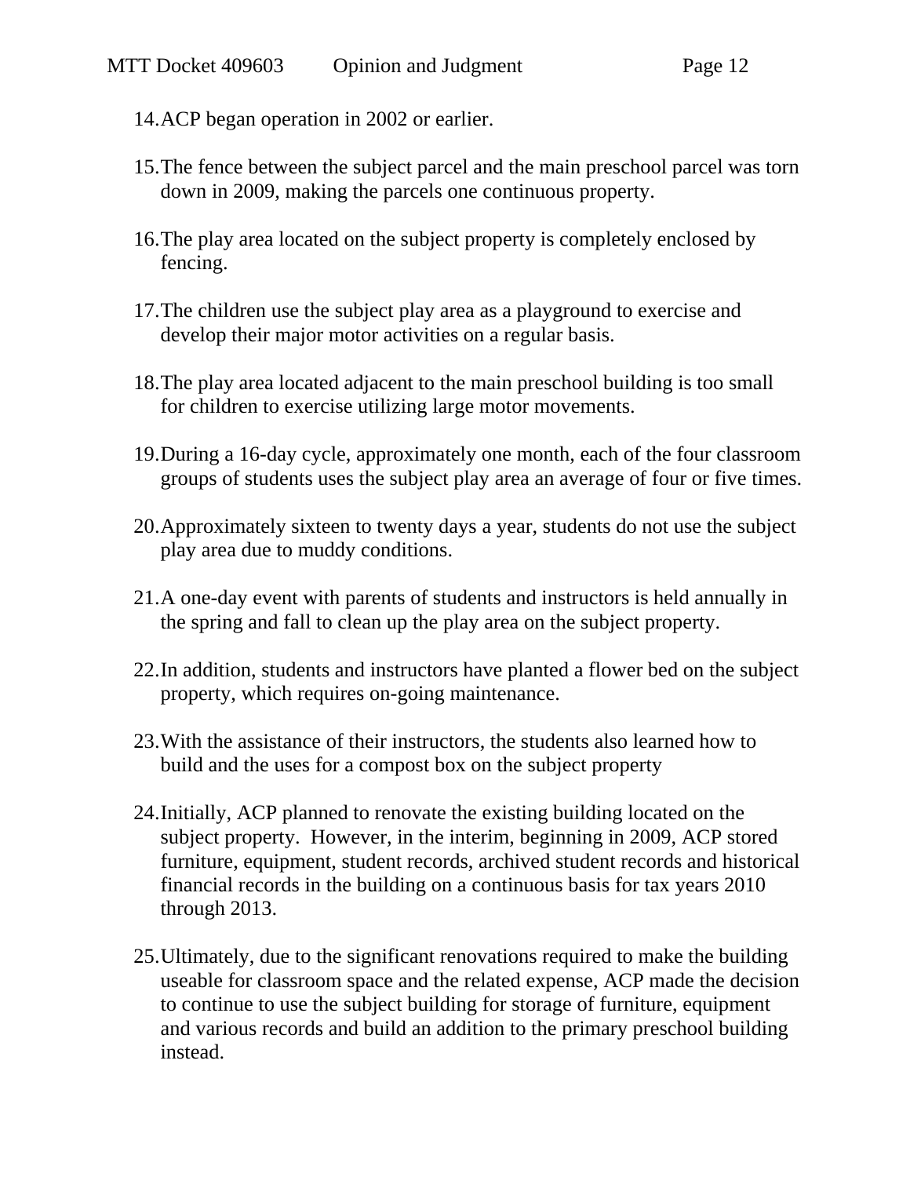14. ACP began operation in 2002 or earlier.

15. The fence between the subject parcel and the main preschool parcel was torn down in 2009, making the parcels one continuous property.

16. The play area located on the subject property is completely enclosed by fencing.

17. The children use the subject play area as a playground to exercise and develop their major motor activities on a regular basis.

18. The play area located adjacent to the main preschool building is too small for children to exercise utilizing large motor movements.

19. During a 16-day cycle, approximately one month, each of the four classroom groups of students uses the subject play area an average of four or five times.

20. Approximately sixteen to twenty days a year, students do not use the subject play area due to muddy conditions.

21. A one-day event with parents of students and instructors is held annually in the spring and fall to clean up the play area on the subject property.

22. In addition, students and instructors have planted a flower bed on the subject property, which requires on-going maintenance.

23. With the assistance of their instructors, the students also learned how to build and the uses for a compost box on the subject property

24. Initially, ACP planned to renovate the existing building located on the subject property. However, in the interim, beginning in 2009, ACP stored furniture, equipment, student records, archived student records and historical financial records in the building on a continuous basis for tax years 2010 through 2013.

25. Ultimately, due to the significant renovations required to make the building useable for classroom space and the related expense, ACP made the decision to continue to use the subject building for storage of furniture, equipment and various records and build an addition to the primary preschool building instead.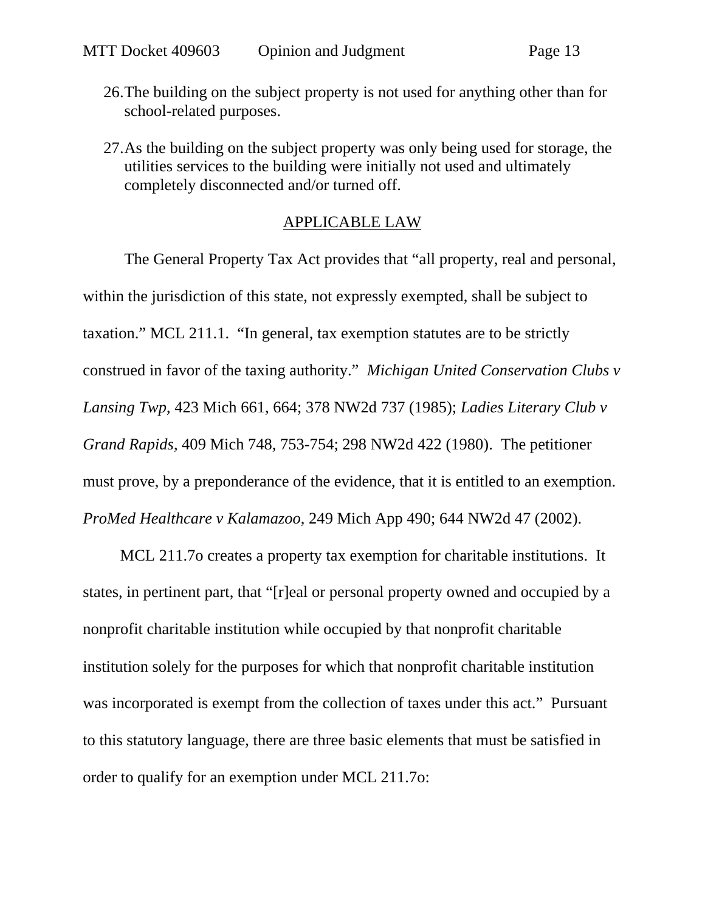26. The building on the subject property is not used for anything other than for school-related purposes.

27. As the building on the subject property was only being used for storage, the utilities services to the building were initially not used and ultimately completely disconnected and/or turned off.

## APPLICABLE LAW

The General Property Tax Act provides that "all property, real and personal, within the jurisdiction of this state, not expressly exempted, shall be subject to taxation." MCL 211.1. "In general, tax exemption statutes are to be strictly construed in favor of the taxing authority." *Michigan United Conservation Clubs v Lansing Twp*, 423 Mich 661, 664; 378 NW2d 737 (1985); *Ladies Literary Club v Grand Rapids*, 409 Mich 748, 753-754; 298 NW2d 422 (1980). The petitioner must prove, by a preponderance of the evidence, that it is entitled to an exemption. *ProMed Healthcare v Kalamazoo*, 249 Mich App 490; 644 NW2d 47 (2002).

MCL 211.7o creates a property tax exemption for charitable institutions. It states, in pertinent part, that "[r]eal or personal property owned and occupied by a nonprofit charitable institution while occupied by that nonprofit charitable institution solely for the purposes for which that nonprofit charitable institution was incorporated is exempt from the collection of taxes under this act." Pursuant to this statutory language, there are three basic elements that must be satisfied in order to qualify for an exemption under MCL 211.7o: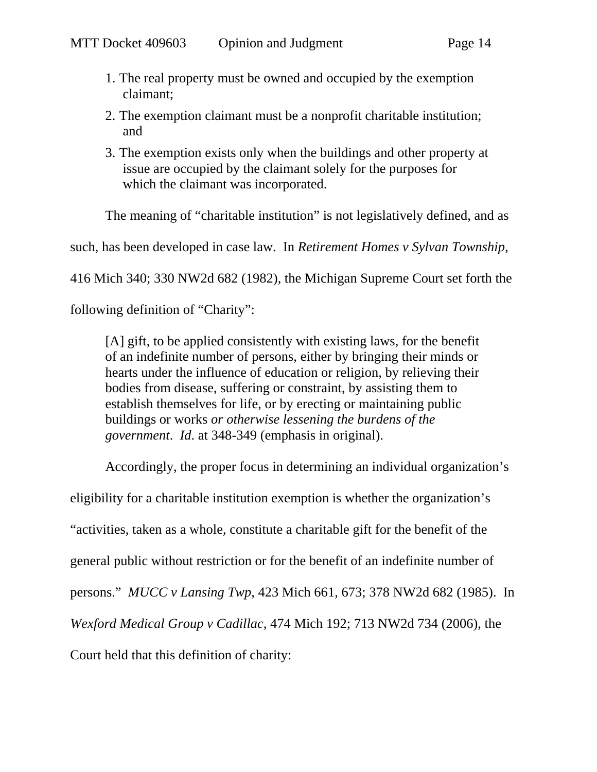1. The real property must be owned and occupied by the exemption claimant;
2. The exemption claimant must be a nonprofit charitable institution; and
3. The exemption exists only when the buildings and other property at issue are occupied by the claimant solely for the purposes for which the claimant was incorporated.

The meaning of "charitable institution" is not legislatively defined, and as such, has been developed in case law. In *Retirement Homes v Sylvan Township,* 416 Mich 340; 330 NW2d 682 (1982), the Michigan Supreme Court set forth the following definition of "Charity":

> [A] gift, to be applied consistently with existing laws, for the benefit of an indefinite number of persons, either by bringing their minds or hearts under the influence of education or religion, by relieving their bodies from disease, suffering or constraint, by assisting them to establish themselves for life, or by erecting or maintaining public buildings or works *or otherwise lessening the burdens of the government*. *Id*. at 348-349 (emphasis in original).

Accordingly, the proper focus in determining an individual organization's eligibility for a charitable institution exemption is whether the organization's "activities, taken as a whole, constitute a charitable gift for the benefit of the general public without restriction or for the benefit of an indefinite number of persons." *MUCC v Lansing Twp*, 423 Mich 661, 673; 378 NW2d 682 (1985). In *Wexford Medical Group v Cadillac*, 474 Mich 192; 713 NW2d 734 (2006), the Court held that this definition of charity: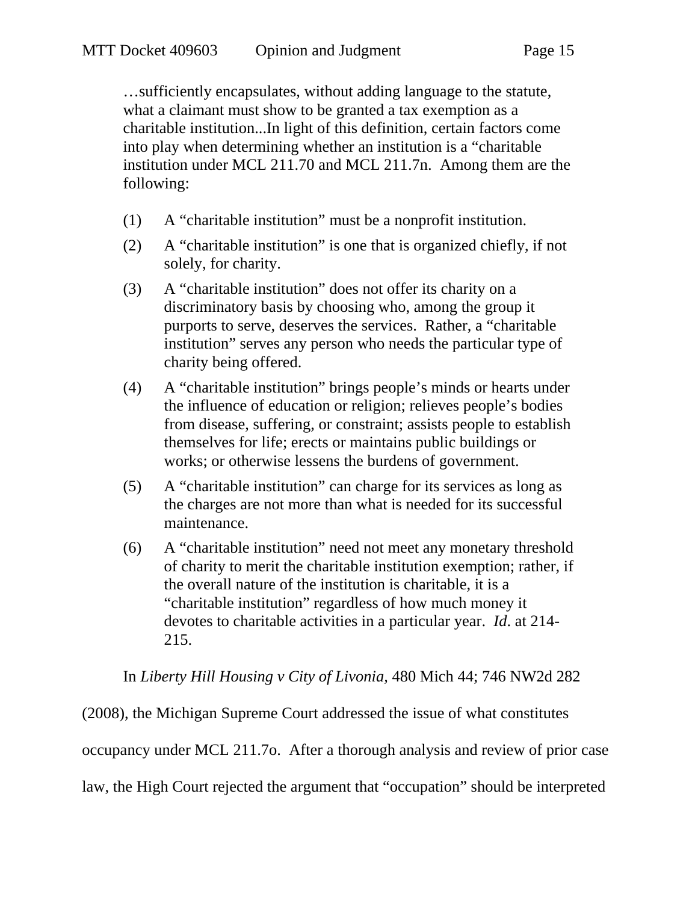> …sufficiently encapsulates, without adding language to the statute, what a claimant must show to be granted a tax exemption as a charitable institution...In light of this definition, certain factors come into play when determining whether an institution is a "charitable institution under MCL 211.70 and MCL 211.7n. Among them are the following:
>
> (1) A "charitable institution" must be a nonprofit institution.
>
> (2) A "charitable institution" is one that is organized chiefly, if not solely, for charity.
>
> (3) A "charitable institution" does not offer its charity on a discriminatory basis by choosing who, among the group it purports to serve, deserves the services. Rather, a "charitable institution" serves any person who needs the particular type of charity being offered.
>
> (4) A "charitable institution" brings people's minds or hearts under the influence of education or religion; relieves people's bodies from disease, suffering, or constraint; assists people to establish themselves for life; erects or maintains public buildings or works; or otherwise lessens the burdens of government.
>
> (5) A "charitable institution" can charge for its services as long as the charges are not more than what is needed for its successful maintenance.
>
> (6) A "charitable institution" need not meet any monetary threshold of charity to merit the charitable institution exemption; rather, if the overall nature of the institution is charitable, it is a "charitable institution" regardless of how much money it devotes to charitable activities in a particular year. *Id*. at 214-215.

In *Liberty Hill Housing v City of Livonia,* 480 Mich 44; 746 NW2d 282 (2008), the Michigan Supreme Court addressed the issue of what constitutes occupancy under MCL 211.7o. After a thorough analysis and review of prior case law, the High Court rejected the argument that "occupation" should be interpreted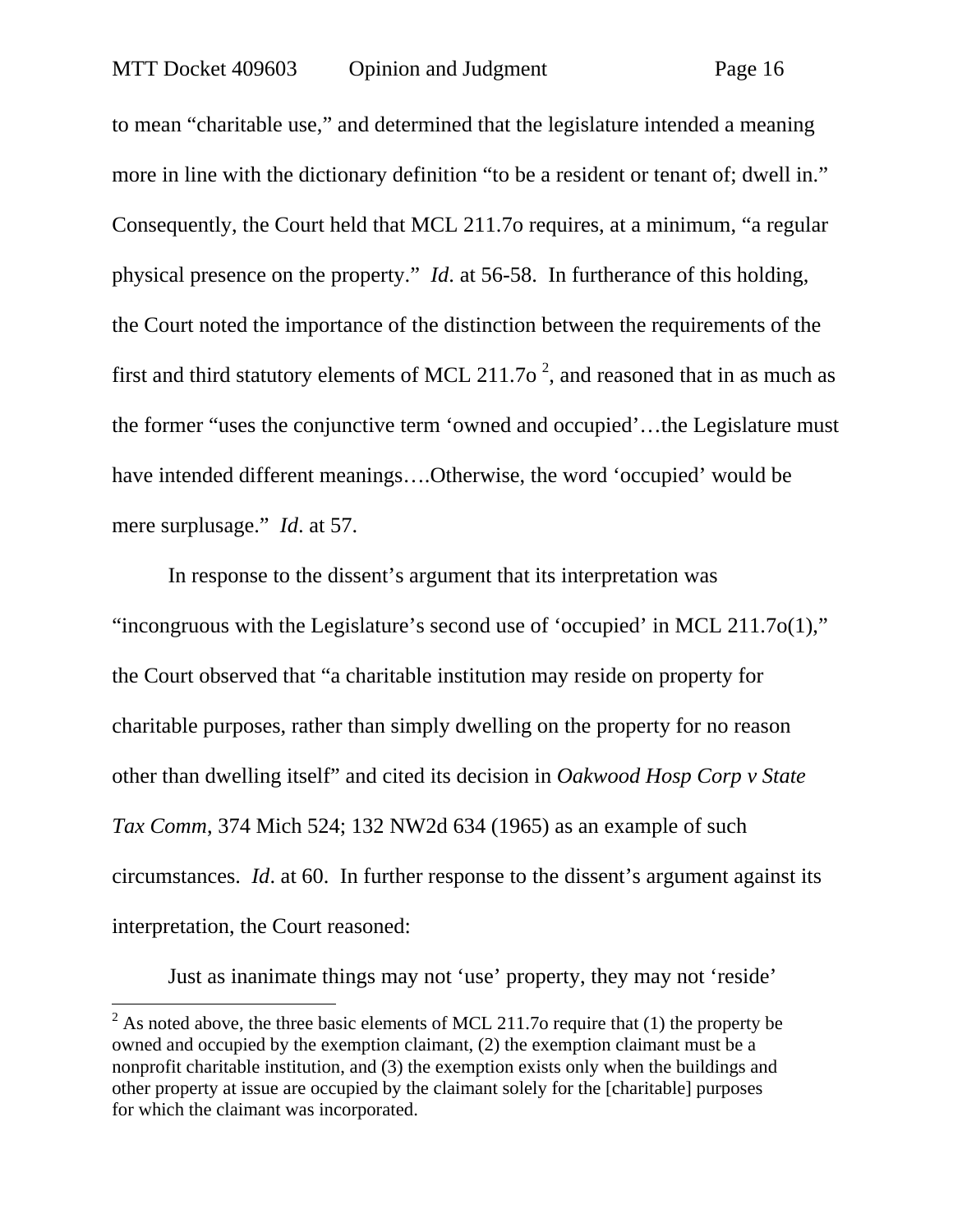to mean "charitable use," and determined that the legislature intended a meaning more in line with the dictionary definition "to be a resident or tenant of; dwell in." Consequently, the Court held that MCL 211.7o requires, at a minimum, "a regular physical presence on the property." *Id*. at 56-58. In furtherance of this holding, the Court noted the importance of the distinction between the requirements of the first and third statutory elements of MCL 211.7o [2], and reasoned that in as much as the former "uses the conjunctive term 'owned and occupied'…the Legislature must have intended different meanings….Otherwise, the word 'occupied' would be mere surplusage." *Id*. at 57.

In response to the dissent's argument that its interpretation was "incongruous with the Legislature's second use of 'occupied' in MCL 211.7o(1)," the Court observed that "a charitable institution may reside on property for charitable purposes, rather than simply dwelling on the property for no reason other than dwelling itself" and cited its decision in *Oakwood Hosp Corp v State Tax Comm*, 374 Mich 524; 132 NW2d 634 (1965) as an example of such circumstances. *Id*. at 60. In further response to the dissent's argument against its interpretation, the Court reasoned:

> Just as inanimate things may not 'use' property, they may not 'reside'

[2] As noted above, the three basic elements of MCL 211.7o require that (1) the property be owned and occupied by the exemption claimant, (2) the exemption claimant must be a nonprofit charitable institution, and (3) the exemption exists only when the buildings and other property at issue are occupied by the claimant solely for the [charitable] purposes for which the claimant was incorporated.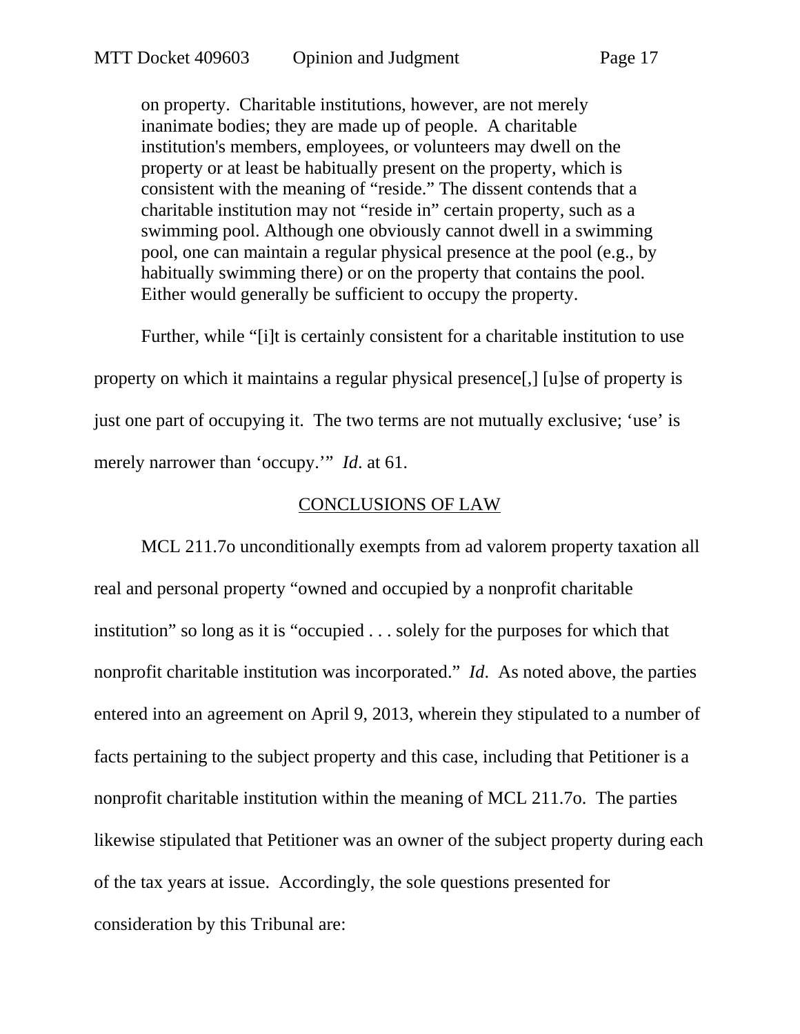> on property. Charitable institutions, however, are not merely inanimate bodies; they are made up of people. A charitable institution's members, employees, or volunteers may dwell on the property or at least be habitually present on the property, which is consistent with the meaning of "reside." The dissent contends that a charitable institution may not "reside in" certain property, such as a swimming pool. Although one obviously cannot dwell in a swimming pool, one can maintain a regular physical presence at the pool (e.g., by habitually swimming there) or on the property that contains the pool. Either would generally be sufficient to occupy the property.

Further, while "[i]t is certainly consistent for a charitable institution to use property on which it maintains a regular physical presence[,] [u]se of property is just one part of occupying it. The two terms are not mutually exclusive; 'use' is merely narrower than 'occupy.'" *Id*. at 61.

## CONCLUSIONS OF LAW

MCL 211.7o unconditionally exempts from ad valorem property taxation all real and personal property "owned and occupied by a nonprofit charitable institution" so long as it is "occupied . . . solely for the purposes for which that nonprofit charitable institution was incorporated." *Id*. As noted above, the parties entered into an agreement on April 9, 2013, wherein they stipulated to a number of facts pertaining to the subject property and this case, including that Petitioner is a nonprofit charitable institution within the meaning of MCL 211.7o. The parties likewise stipulated that Petitioner was an owner of the subject property during each of the tax years at issue. Accordingly, the sole questions presented for consideration by this Tribunal are: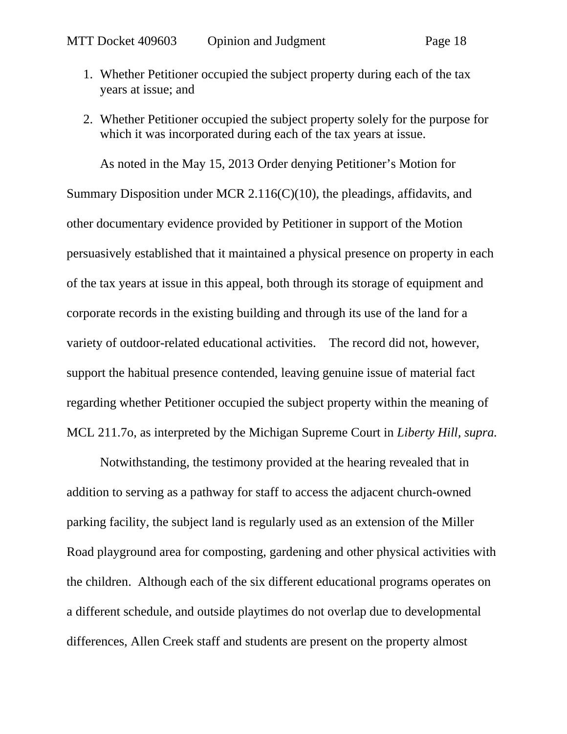1. Whether Petitioner occupied the subject property during each of the tax years at issue; and

2. Whether Petitioner occupied the subject property solely for the purpose for which it was incorporated during each of the tax years at issue.

As noted in the May 15, 2013 Order denying Petitioner's Motion for Summary Disposition under MCR 2.116(C)(10), the pleadings, affidavits, and other documentary evidence provided by Petitioner in support of the Motion persuasively established that it maintained a physical presence on property in each of the tax years at issue in this appeal, both through its storage of equipment and corporate records in the existing building and through its use of the land for a variety of outdoor-related educational activities. The record did not, however, support the habitual presence contended, leaving genuine issue of material fact regarding whether Petitioner occupied the subject property within the meaning of MCL 211.7o, as interpreted by the Michigan Supreme Court in *Liberty Hill, supra.*

Notwithstanding, the testimony provided at the hearing revealed that in addition to serving as a pathway for staff to access the adjacent church-owned parking facility, the subject land is regularly used as an extension of the Miller Road playground area for composting, gardening and other physical activities with the children. Although each of the six different educational programs operates on a different schedule, and outside playtimes do not overlap due to developmental differences, Allen Creek staff and students are present on the property almost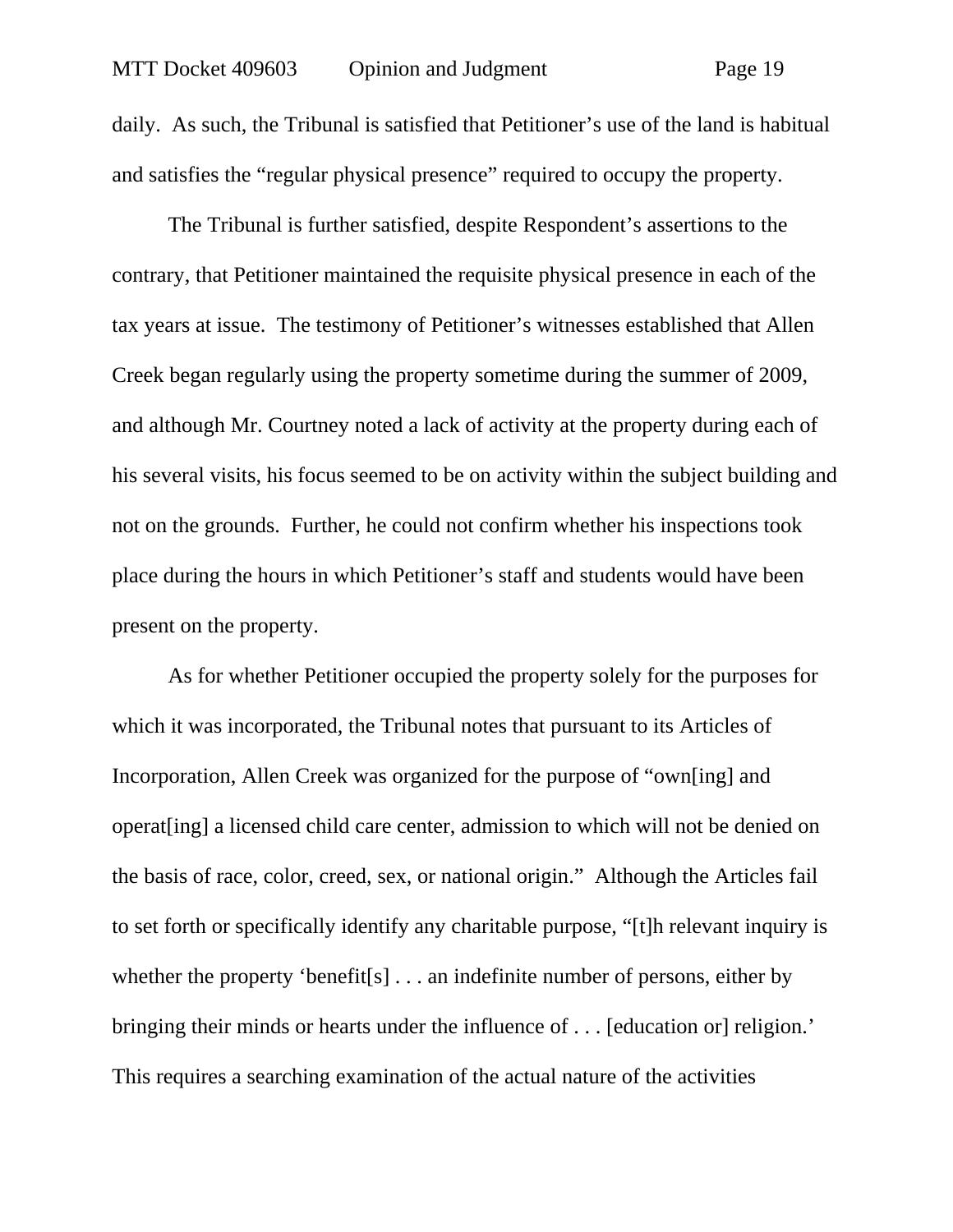daily. As such, the Tribunal is satisfied that Petitioner's use of the land is habitual and satisfies the "regular physical presence" required to occupy the property.

The Tribunal is further satisfied, despite Respondent's assertions to the contrary, that Petitioner maintained the requisite physical presence in each of the tax years at issue. The testimony of Petitioner's witnesses established that Allen Creek began regularly using the property sometime during the summer of 2009, and although Mr. Courtney noted a lack of activity at the property during each of his several visits, his focus seemed to be on activity within the subject building and not on the grounds. Further, he could not confirm whether his inspections took place during the hours in which Petitioner's staff and students would have been present on the property.

As for whether Petitioner occupied the property solely for the purposes for which it was incorporated, the Tribunal notes that pursuant to its Articles of Incorporation, Allen Creek was organized for the purpose of "own[ing] and operat[ing] a licensed child care center, admission to which will not be denied on the basis of race, color, creed, sex, or national origin." Although the Articles fail to set forth or specifically identify any charitable purpose, "[t]h relevant inquiry is whether the property 'benefit[s] . . . an indefinite number of persons, either by bringing their minds or hearts under the influence of . . . [education or] religion.' This requires a searching examination of the actual nature of the activities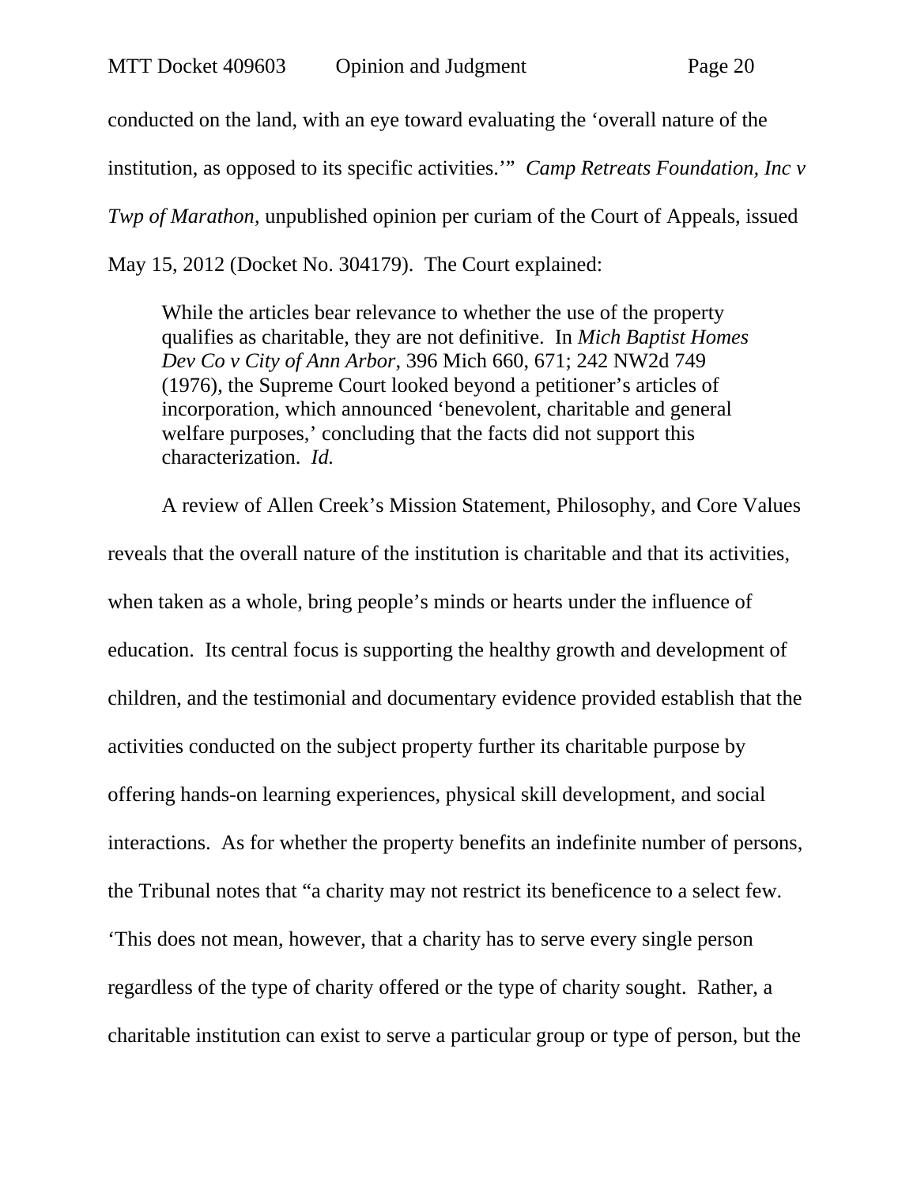conducted on the land, with an eye toward evaluating the 'overall nature of the institution, as opposed to its specific activities.'" *Camp Retreats Foundation, Inc v Twp of Marathon*, unpublished opinion per curiam of the Court of Appeals, issued May 15, 2012 (Docket No. 304179). The Court explained:

> While the articles bear relevance to whether the use of the property qualifies as charitable, they are not definitive. In *Mich Baptist Homes Dev Co v City of Ann Arbor*, 396 Mich 660, 671; 242 NW2d 749 (1976), the Supreme Court looked beyond a petitioner's articles of incorporation, which announced 'benevolent, charitable and general welfare purposes,' concluding that the facts did not support this characterization. *Id.*

A review of Allen Creek's Mission Statement, Philosophy, and Core Values reveals that the overall nature of the institution is charitable and that its activities, when taken as a whole, bring people's minds or hearts under the influence of education. Its central focus is supporting the healthy growth and development of children, and the testimonial and documentary evidence provided establish that the activities conducted on the subject property further its charitable purpose by offering hands-on learning experiences, physical skill development, and social interactions. As for whether the property benefits an indefinite number of persons, the Tribunal notes that "a charity may not restrict its beneficence to a select few. 'This does not mean, however, that a charity has to serve every single person regardless of the type of charity offered or the type of charity sought. Rather, a charitable institution can exist to serve a particular group or type of person, but the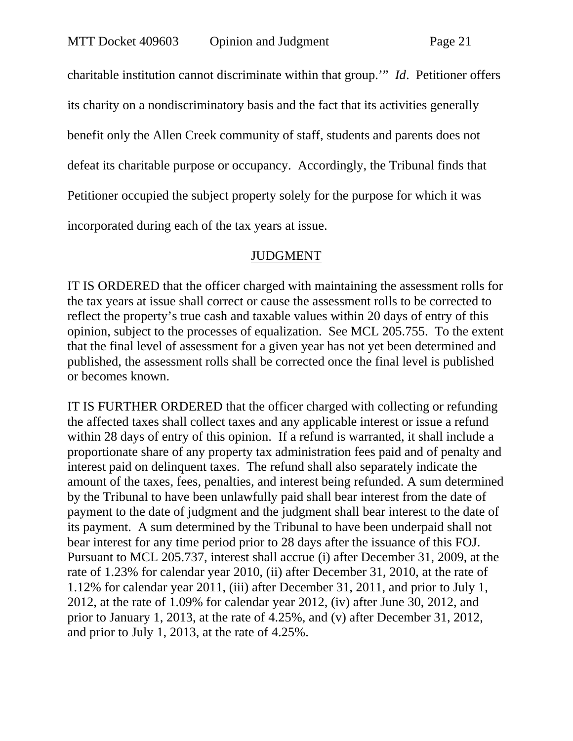charitable institution cannot discriminate within that group.'" *Id*. Petitioner offers its charity on a nondiscriminatory basis and the fact that its activities generally benefit only the Allen Creek community of staff, students and parents does not defeat its charitable purpose or occupancy. Accordingly, the Tribunal finds that Petitioner occupied the subject property solely for the purpose for which it was incorporated during each of the tax years at issue.

## JUDGMENT

IT IS ORDERED that the officer charged with maintaining the assessment rolls for the tax years at issue shall correct or cause the assessment rolls to be corrected to reflect the property's true cash and taxable values within 20 days of entry of this opinion, subject to the processes of equalization. See MCL 205.755. To the extent that the final level of assessment for a given year has not yet been determined and published, the assessment rolls shall be corrected once the final level is published or becomes known.

IT IS FURTHER ORDERED that the officer charged with collecting or refunding the affected taxes shall collect taxes and any applicable interest or issue a refund within 28 days of entry of this opinion. If a refund is warranted, it shall include a proportionate share of any property tax administration fees paid and of penalty and interest paid on delinquent taxes. The refund shall also separately indicate the amount of the taxes, fees, penalties, and interest being refunded. A sum determined by the Tribunal to have been unlawfully paid shall bear interest from the date of payment to the date of judgment and the judgment shall bear interest to the date of its payment. A sum determined by the Tribunal to have been underpaid shall not bear interest for any time period prior to 28 days after the issuance of this FOJ. Pursuant to MCL 205.737, interest shall accrue (i) after December 31, 2009, at the rate of 1.23% for calendar year 2010, (ii) after December 31, 2010, at the rate of 1.12% for calendar year 2011, (iii) after December 31, 2011, and prior to July 1, 2012, at the rate of 1.09% for calendar year 2012, (iv) after June 30, 2012, and prior to January 1, 2013, at the rate of 4.25%, and (v) after December 31, 2012, and prior to July 1, 2013, at the rate of 4.25%.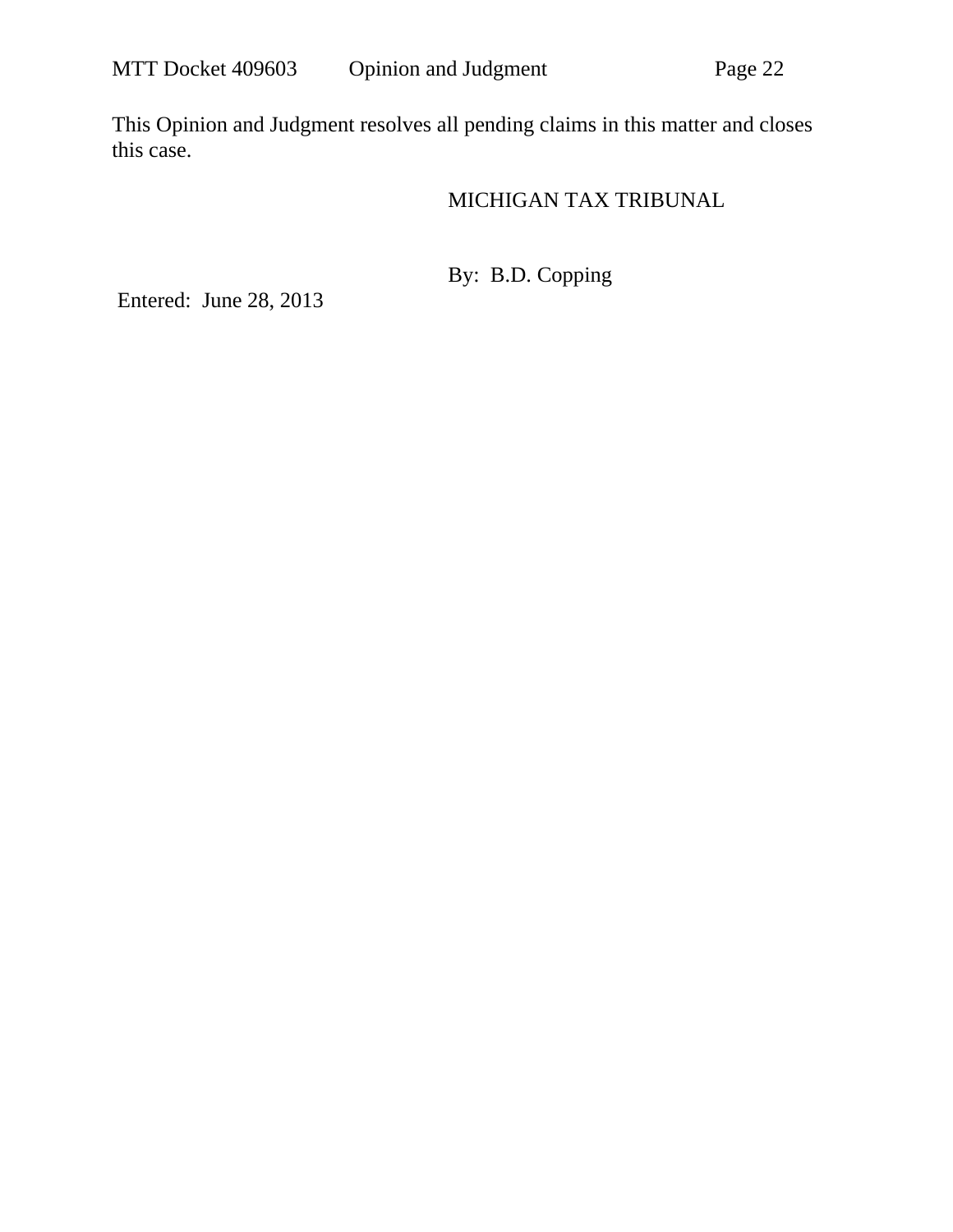This Opinion and Judgment resolves all pending claims in this matter and closes this case.

MICHIGAN TAX TRIBUNAL

By: B.D. Copping

Entered: June 28, 2013